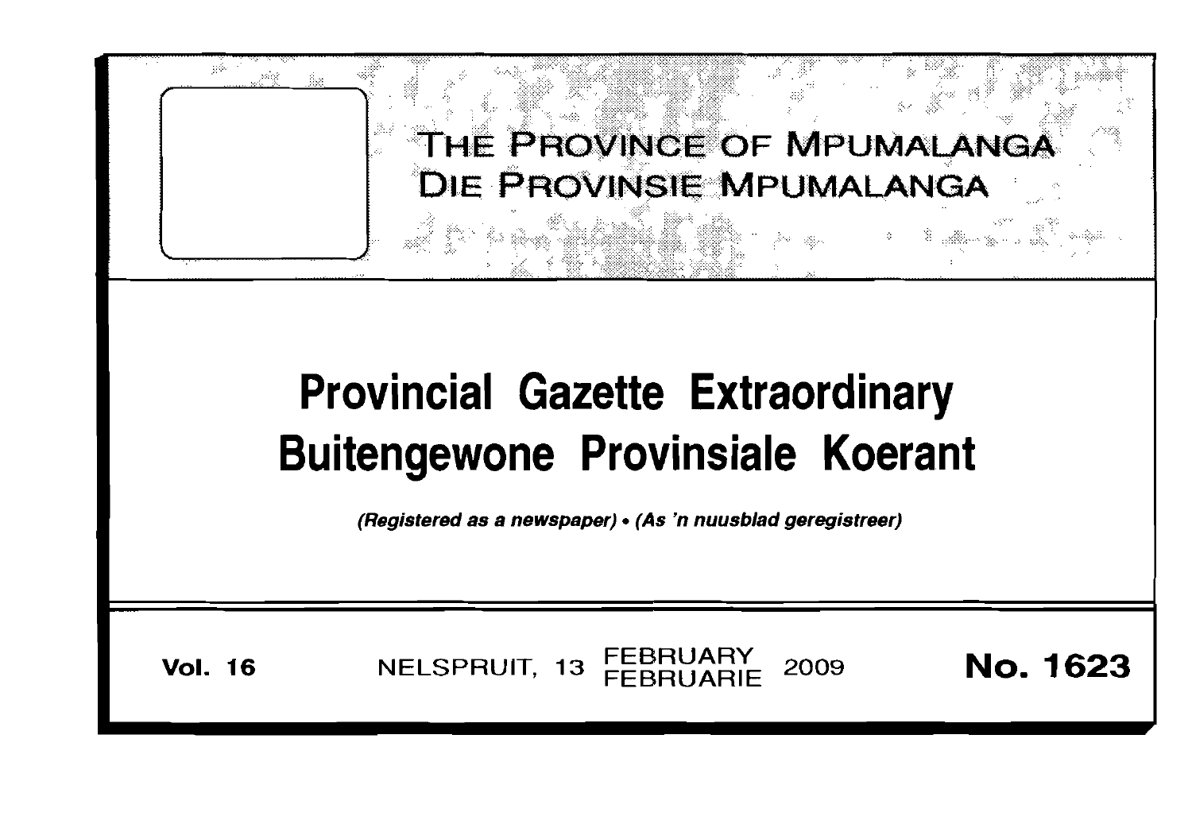# THE PROVINCE OF MPUMALANGA
# DIE PROVINSIE MPUMALANGA

# Provincial Gazette Extraordinary
# Buitengewone Provinsiale Koerant

*(Registered as a newspaper) • (As 'n nuusblad geregistreer)*

**Vol. 16** NELSPRUIT, 13 FEBRUARY FEBRUARIE 2009 **No. 1623**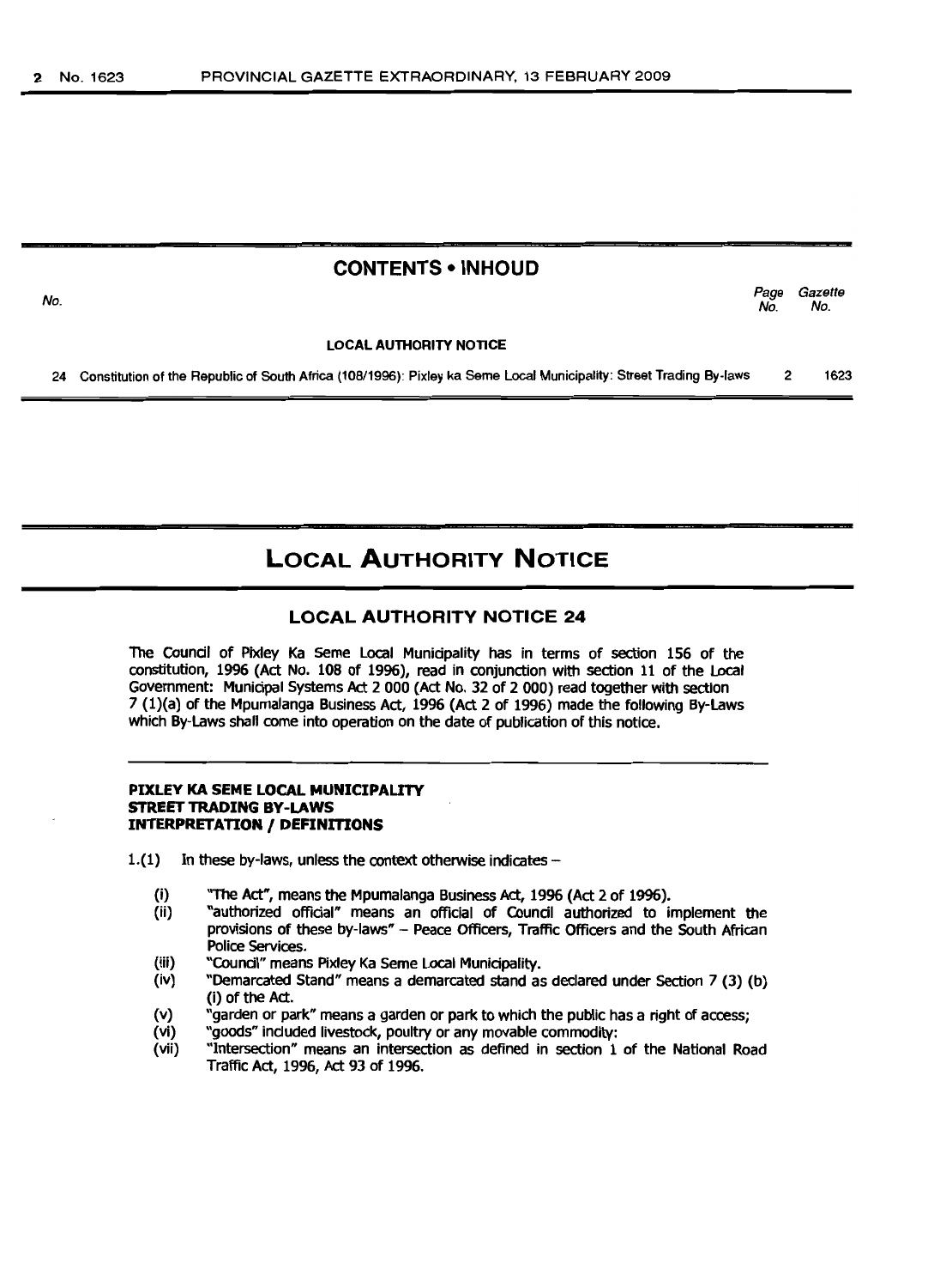## CONTENTS • INHOUD

| No. | | Page No. | Gazette No. |
|---|---|---|---|
| | **LOCAL AUTHORITY NOTICE** | | |
| 24 | Constitution of the Republic of South Africa (108/1996): Pixley ka Seme Local Municipality: Street Trading By-laws | 2 | 1623 |

# LOCAL AUTHORITY NOTICE

## LOCAL AUTHORITY NOTICE 24

The Council of Pixley Ka Seme Local Municipality has in terms of section 156 of the constitution, 1996 (Act No. 108 of 1996), read in conjunction with section 11 of the Local Government: Municipal Systems Act 2 000 (Act No. 32 of 2 000) read together with section 7 (1)(a) of the Mpumalanga Business Act, 1996 (Act 2 of 1996) made the following By-Laws which By-Laws shall come into operation on the date of publication of this notice.

**PIXLEY KA SEME LOCAL MUNICIPALITY**
**STREET TRADING BY-LAWS**
**INTERPRETATION / DEFINITIONS**

1.(1) In these by-laws, unless the context otherwise indicates –

(i) "The Act", means the Mpumalanga Business Act, 1996 (Act 2 of 1996).

(ii) "authorized official" means an official of Council authorized to implement the provisions of these by-laws" – Peace Officers, Traffic Officers and the South African Police Services.

(iii) "Council" means Pixley Ka Seme Local Municipality.

(iv) "Demarcated Stand" means a demarcated stand as declared under Section 7 (3) (b) (i) of the Act.

(v) "garden or park" means a garden or park to which the public has a right of access;

(vi) "goods" included livestock, poultry or any movable commodity:

(vii) "Intersection" means an intersection as defined in section 1 of the National Road Traffic Act, 1996, Act 93 of 1996.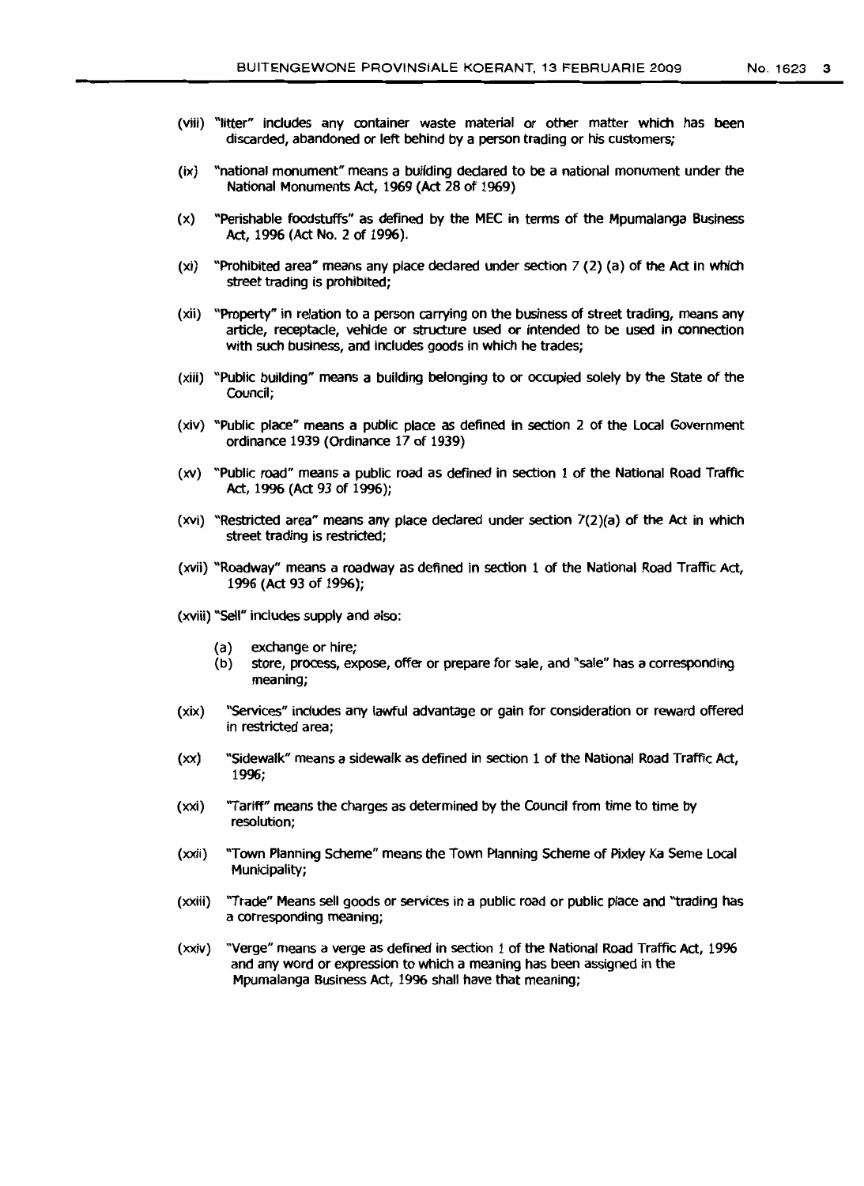(viii) "litter" includes any container waste material or other matter which has been discarded, abandoned or left behind by a person trading or his customers;

(ix) "national monument" means a building declared to be a national monument under the National Monuments Act, 1969 (Act 28 of 1969)

(x) "Perishable foodstuffs" as defined by the MEC in terms of the Mpumalanga Business Act, 1996 (Act No. 2 of 1996).

(xi) "Prohibited area" means any place declared under section 7 (2) (a) of the Act in which street trading is prohibited;

(xii) "Property" in relation to a person carrying on the business of street trading, means any article, receptacle, vehicle or structure used or intended to be used in connection with such business, and includes goods in which he trades;

(xiii) "Public building" means a building belonging to or occupied solely by the State of the Council;

(xiv) "Public place" means a public place as defined in section 2 of the Local Government ordinance 1939 (Ordinance 17 of 1939)

(xv) "Public road" means a public road as defined in section 1 of the National Road Traffic Act, 1996 (Act 93 of 1996);

(xvi) "Restricted area" means any place declared under section 7(2)(a) of the Act in which street trading is restricted;

(xvii) "Roadway" means a roadway as defined in section 1 of the National Road Traffic Act, 1996 (Act 93 of 1996);

(xviii) "Sell" includes supply and also:

- (a) exchange or hire;
- (b) store, process, expose, offer or prepare for sale, and "sale" has a corresponding meaning;

(xix) "Services" includes any lawful advantage or gain for consideration or reward offered in restricted area;

(xx) "Sidewalk" means a sidewalk as defined in section 1 of the National Road Traffic Act, 1996;

(xxi) "Tariff" means the charges as determined by the Council from time to time by resolution;

(xxii) "Town Planning Scheme" means the Town Planning Scheme of Pixley Ka Seme Local Municipality;

(xxiii) "Trade" Means sell goods or services in a public road or public place and "trading has a corresponding meaning;

(xxiv) "Verge" means a verge as defined in section 1 of the National Road Traffic Act, 1996 and any word or expression to which a meaning has been assigned in the Mpumalanga Business Act, 1996 shall have that meaning;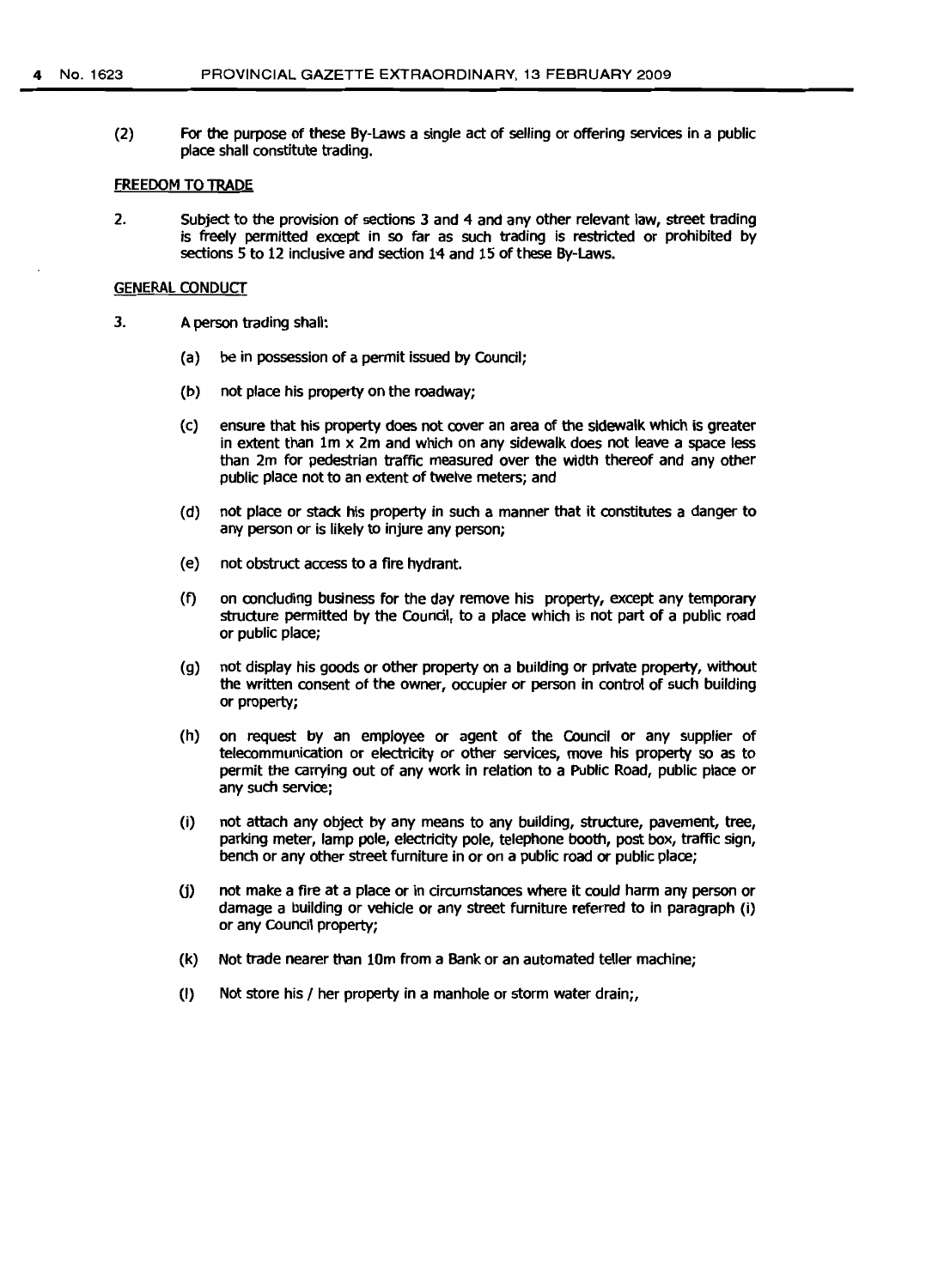(2) For the purpose of these By-Laws a single act of selling or offering services in a public place shall constitute trading.

FREEDOM TO TRADE

2. Subject to the provision of sections 3 and 4 and any other relevant law, street trading is freely permitted except in so far as such trading is restricted or prohibited by sections 5 to 12 inclusive and section 14 and 15 of these By-Laws.

GENERAL CONDUCT

3. A person trading shall:

(a) be in possession of a permit issued by Council;

(b) not place his property on the roadway;

(c) ensure that his property does not cover an area of the sidewalk which is greater in extent than 1m x 2m and which on any sidewalk does not leave a space less than 2m for pedestrian traffic measured over the width thereof and any other public place not to an extent of twelve meters; and

(d) not place or stack his property in such a manner that it constitutes a danger to any person or is likely to injure any person;

(e) not obstruct access to a fire hydrant.

(f) on concluding business for the day remove his property, except any temporary structure permitted by the Council, to a place which is not part of a public road or public place;

(g) not display his goods or other property on a building or private property, without the written consent of the owner, occupier or person in control of such building or property;

(h) on request by an employee or agent of the Council or any supplier of telecommunication or electricity or other services, move his property so as to permit the carrying out of any work in relation to a Public Road, public place or any such service;

(i) not attach any object by any means to any building, structure, pavement, tree, parking meter, lamp pole, electricity pole, telephone booth, post box, traffic sign, bench or any other street furniture in or on a public road or public place;

(j) not make a fire at a place or in circumstances where it could harm any person or damage a building or vehicle or any street furniture referred to in paragraph (i) or any Council property;

(k) Not trade nearer than 10m from a Bank or an automated teller machine;

(l) Not store his / her property in a manhole or storm water drain;,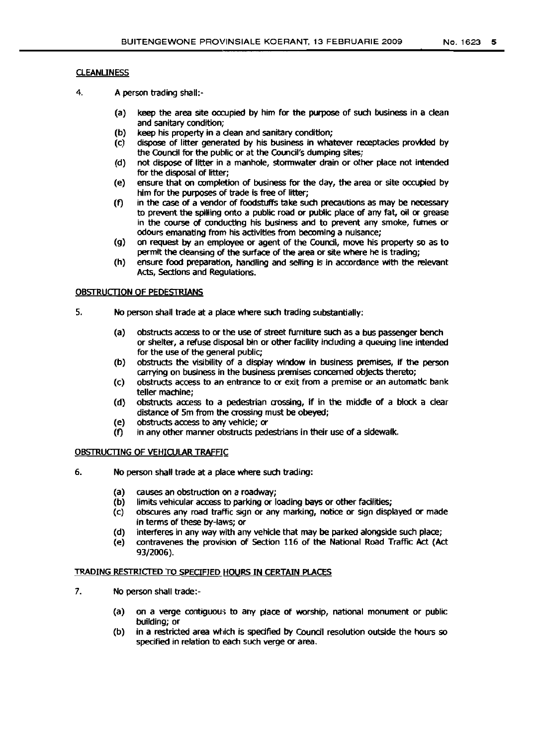## CLEANLINESS

4. A person trading shall:-

   (a) keep the area site occupied by him for the purpose of such business in a clean and sanitary condition;
   (b) keep his property in a clean and sanitary condition;
   (c) dispose of litter generated by his business in whatever receptacles provided by the Council for the public or at the Council's dumping sites;
   (d) not dispose of litter in a manhole, stormwater drain or other place not intended for the disposal of litter;
   (e) ensure that on completion of business for the day, the area or site occupied by him for the purposes of trade is free of litter;
   (f) in the case of a vendor of foodstuffs take such precautions as may be necessary to prevent the spilling onto a public road or public place of any fat, oil or grease in the course of conducting his business and to prevent any smoke, fumes or odours emanating from his activities from becoming a nuisance;
   (g) on request by an employee or agent of the Council, move his property so as to permit the cleansing of the surface of the area or site where he is trading;
   (h) ensure food preparation, handling and selling is in accordance with the relevant Acts, Sections and Regulations.

## OBSTRUCTION OF PEDESTRIANS

5. No person shall trade at a place where such trading substantially:

   (a) obstructs access to or the use of street furniture such as a bus passenger bench or shelter, a refuse disposal bin or other facility including a queuing line intended for the use of the general public;
   (b) obstructs the visibility of a display window in business premises, if the person carrying on business in the business premises concerned objects thereto;
   (c) obstructs access to an entrance to or exit from a premise or an automatic bank teller machine;
   (d) obstructs access to a pedestrian crossing, if in the middle of a block a clear distance of 5m from the crossing must be obeyed;
   (e) obstructs access to any vehicle; or
   (f) in any other manner obstructs pedestrians in their use of a sidewalk.

## OBSTRUCTING OF VEHICULAR TRAFFIC

6. No person shall trade at a place where such trading:

   (a) causes an obstruction on a roadway;
   (b) limits vehicular access to parking or loading bays or other facilities;
   (c) obscures any road traffic sign or any marking, notice or sign displayed or made in terms of these by-laws; or
   (d) interferes in any way with any vehicle that may be parked alongside such place;
   (e) contravenes the provision of Section 116 of the National Road Traffic Act (Act 93/2006).

## TRADING RESTRICTED TO SPECIFIED HOURS IN CERTAIN PLACES

7. No person shall trade:-

   (a) on a verge contiguous to any place of worship, national monument or public building; or
   (b) in a restricted area which is specified by Council resolution outside the hours so specified in relation to each such verge or area.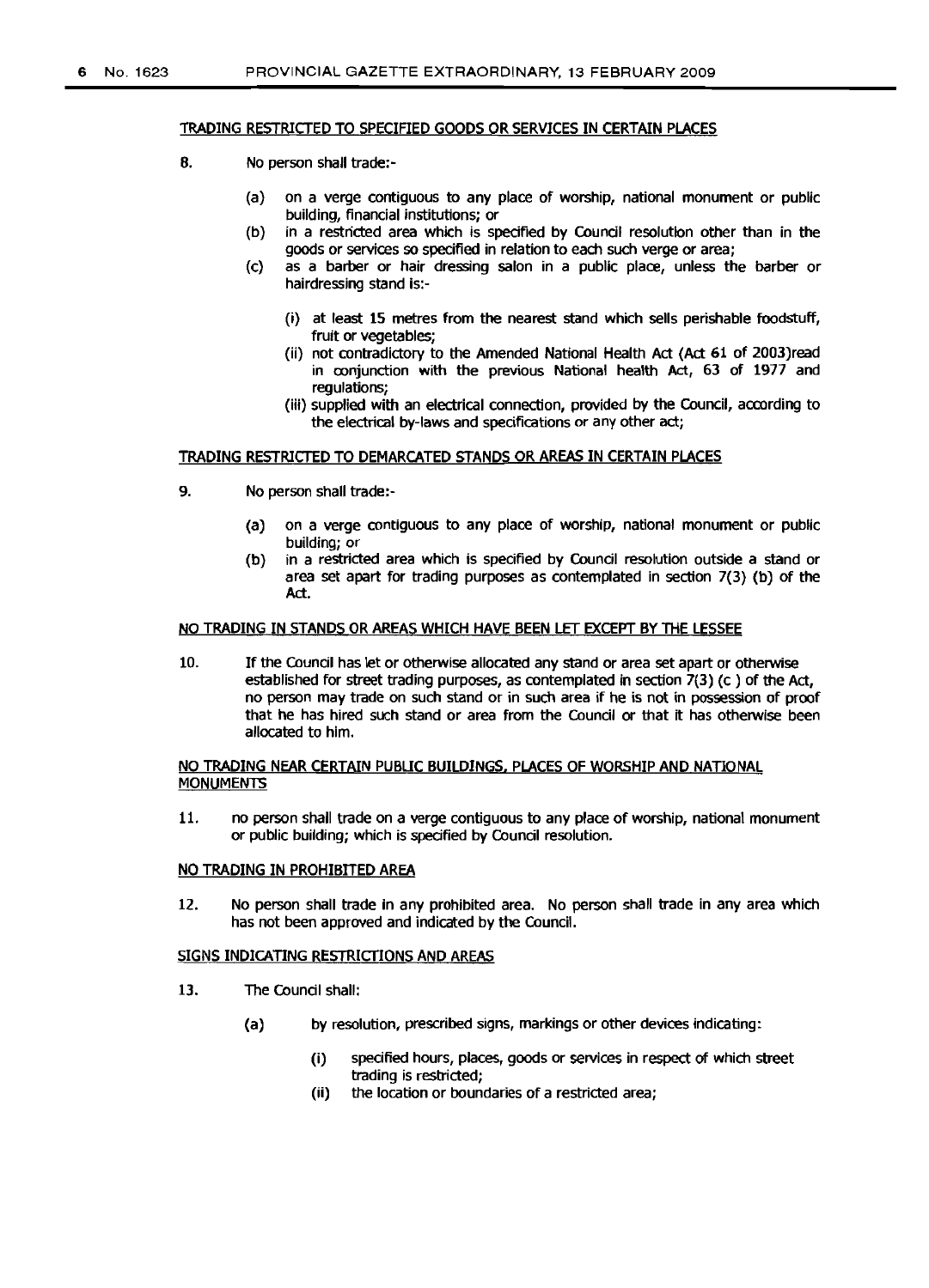#### TRADING RESTRICTED TO SPECIFIED GOODS OR SERVICES IN CERTAIN PLACES

8. No person shall trade:-

   (a) on a verge contiguous to any place of worship, national monument or public building, financial institutions; or

   (b) in a restricted area which is specified by Council resolution other than in the goods or services so specified in relation to each such verge or area;

   (c) as a barber or hair dressing salon in a public place, unless the barber or hairdressing stand is:-

      (i) at least 15 metres from the nearest stand which sells perishable foodstuff, fruit or vegetables;

      (ii) not contradictory to the Amended National Health Act (Act 61 of 2003)read in conjunction with the previous National health Act, 63 of 1977 and regulations;

      (iii) supplied with an electrical connection, provided by the Council, according to the electrical by-laws and specifications or any other act;

#### TRADING RESTRICTED TO DEMARCATED STANDS OR AREAS IN CERTAIN PLACES

9. No person shall trade:-

   (a) on a verge contiguous to any place of worship, national monument or public building; or

   (b) in a restricted area which is specified by Council resolution outside a stand or area set apart for trading purposes as contemplated in section 7(3) (b) of the Act.

#### NO TRADING IN STANDS OR AREAS WHICH HAVE BEEN LET EXCEPT BY THE LESSEE

10. If the Council has let or otherwise allocated any stand or area set apart or otherwise established for street trading purposes, as contemplated in section 7(3) (c ) of the Act, no person may trade on such stand or in such area if he is not in possession of proof that he has hired such stand or area from the Council or that it has otherwise been allocated to him.

#### NO TRADING NEAR CERTAIN PUBLIC BUILDINGS, PLACES OF WORSHIP AND NATIONAL MONUMENTS

11. no person shall trade on a verge contiguous to any place of worship, national monument or public building; which is specified by Council resolution.

#### NO TRADING IN PROHIBITED AREA

12. No person shall trade in any prohibited area. No person shall trade in any area which has not been approved and indicated by the Council.

#### SIGNS INDICATING RESTRICTIONS AND AREAS

13. The Council shall:

   (a) by resolution, prescribed signs, markings or other devices indicating:

      (i) specified hours, places, goods or services in respect of which street trading is restricted;

      (ii) the location or boundaries of a restricted area;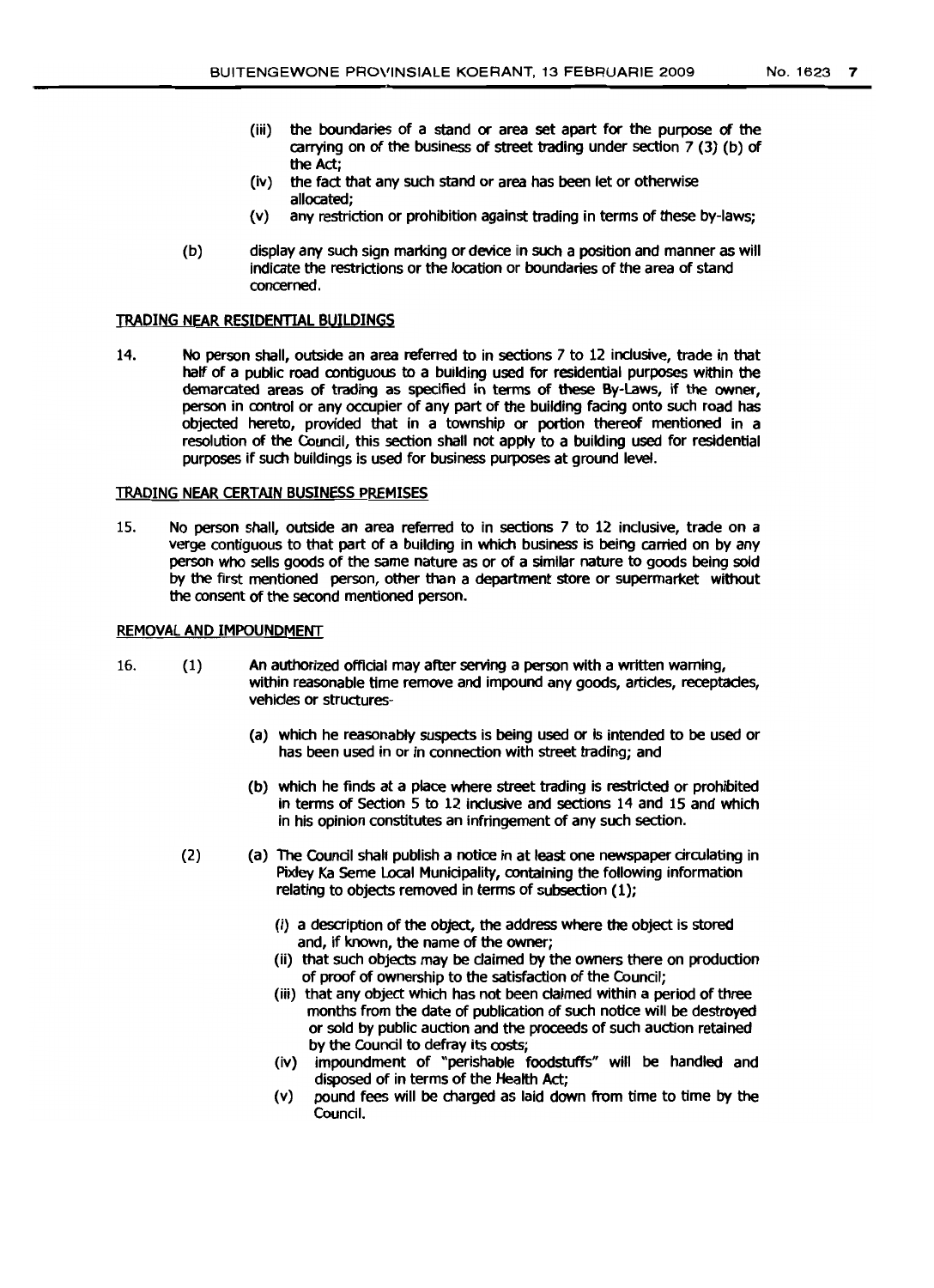(iii) the boundaries of a stand or area set apart for the purpose of the carrying on of the business of street trading under section 7 (3) (b) of the Act;

(iv) the fact that any such stand or area has been let or otherwise allocated;

(v) any restriction or prohibition against trading in terms of these by-laws;

(b) display any such sign marking or device in such a position and manner as will indicate the restrictions or the location or boundaries of the area of stand concerned.

TRADING NEAR RESIDENTIAL BUILDINGS

14. No person shall, outside an area referred to in sections 7 to 12 inclusive, trade in that half of a public road contiguous to a building used for residential purposes within the demarcated areas of trading as specified in terms of these By-Laws, if the owner, person in control or any occupier of any part of the building facing onto such road has objected hereto, provided that in a township or portion thereof mentioned in a resolution of the Council, this section shall not apply to a building used for residential purposes if such buildings is used for business purposes at ground level.

TRADING NEAR CERTAIN BUSINESS PREMISES

15. No person shall, outside an area referred to in sections 7 to 12 inclusive, trade on a verge contiguous to that part of a building in which business is being carried on by any person who sells goods of the same nature as or of a similar nature to goods being sold by the first mentioned person, other than a department store or supermarket without the consent of the second mentioned person.

REMOVAL AND IMPOUNDMENT

16. (1) An authorized official may after serving a person with a written warning, within reasonable time remove and impound any goods, articles, receptacles, vehicles or structures-

(a) which he reasonably suspects is being used or is intended to be used or has been used in or in connection with street trading; and

(b) which he finds at a place where street trading is restricted or prohibited in terms of Section 5 to 12 inclusive and sections 14 and 15 and which in his opinion constitutes an infringement of any such section.

(2) (a) The Council shall publish a notice in at least one newspaper circulating in Pixley Ka Seme Local Municipality, containing the following information relating to objects removed in terms of subsection (1);

(i) a description of the object, the address where the object is stored and, if known, the name of the owner;

(ii) that such objects may be claimed by the owners there on production of proof of ownership to the satisfaction of the Council;

(iii) that any object which has not been claimed within a period of three months from the date of publication of such notice will be destroyed or sold by public auction and the proceeds of such auction retained by the Council to defray its costs;

(iv) impoundment of "perishable foodstuffs" will be handled and disposed of in terms of the Health Act;

(v) pound fees will be charged as laid down from time to time by the Council.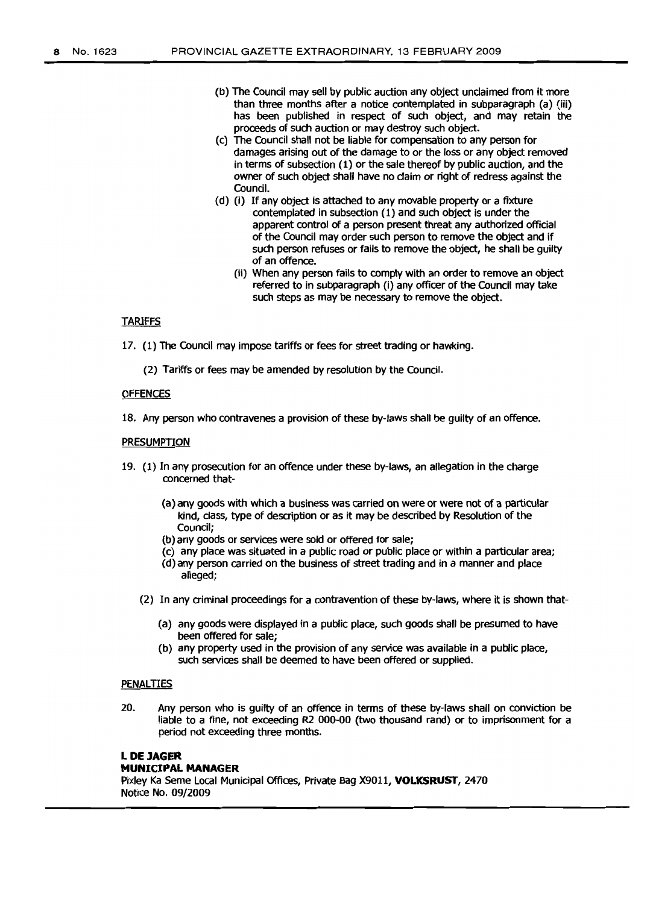(b) The Council may sell by public auction any object unclaimed from it more than three months after a notice contemplated in subparagraph (a) (iii) has been published in respect of such object, and may retain the proceeds of such auction or may destroy such object.

(c) The Council shall not be liable for compensation to any person for damages arising out of the damage to or the loss or any object removed in terms of subsection (1) or the sale thereof by public auction, and the owner of such object shall have no claim or right of redress against the Council.

(d) (i) If any object is attached to any movable property or a fixture contemplated in subsection (1) and such object is under the apparent control of a person present threat any authorized official of the Council may order such person to remove the object and if such person refuses or fails to remove the object, he shall be guilty of an offence.

(ii) When any person fails to comply with an order to remove an object referred to in subparagraph (i) any officer of the Council may take such steps as may be necessary to remove the object.

TARIFFS

17. (1) The Council may impose tariffs or fees for street trading or hawking.

(2) Tariffs or fees may be amended by resolution by the Council.

OFFENCES

18. Any person who contravenes a provision of these by-laws shall be guilty of an offence.

PRESUMPTION

19. (1) In any prosecution for an offence under these by-laws, an allegation in the charge concerned that-

(a) any goods with which a business was carried on were or were not of a particular kind, class, type of description or as it may be described by Resolution of the Council;

(b) any goods or services were sold or offered for sale;

(c) any place was situated in a public road or public place or within a particular area;

(d) any person carried on the business of street trading and in a manner and place alleged;

(2) In any criminal proceedings for a contravention of these by-laws, where it is shown that-

(a) any goods were displayed in a public place, such goods shall be presumed to have been offered for sale;

(b) any property used in the provision of any service was available in a public place, such services shall be deemed to have been offered or supplied.

PENALTIES

20. Any person who is guilty of an offence in terms of these by-laws shall on conviction be liable to a fine, not exceeding R2 000-00 (two thousand rand) or to imprisonment for a period not exceeding three months.

**L DE JAGER**
**MUNICIPAL MANAGER**
Pixley Ka Seme Local Municipal Offices, Private Bag X9011, **VOLKSRUST**, 2470
Notice No. 09/2009